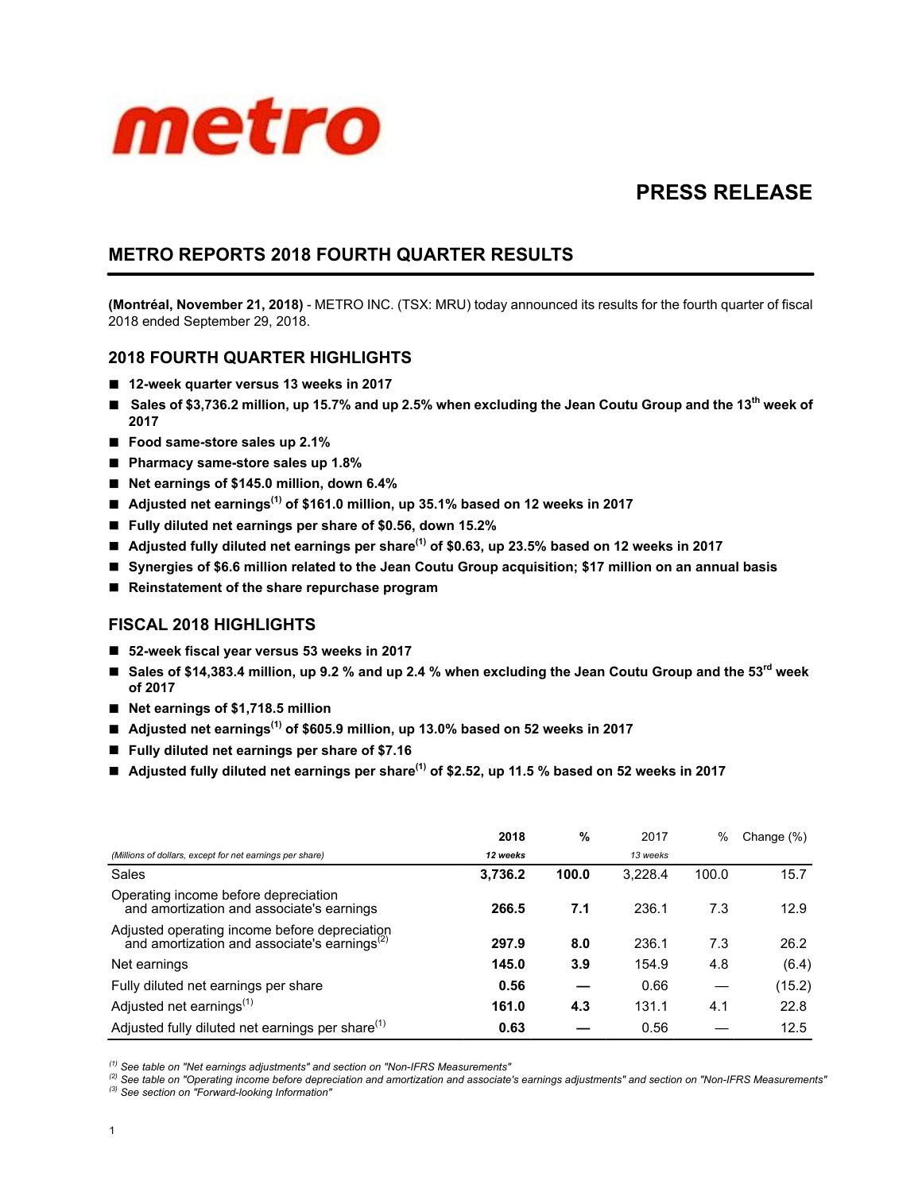metro

# PRESS RELEASE

## METRO REPORTS 2018 FOURTH QUARTER RESULTS

**(Montréal, November 21, 2018)** - METRO INC. (TSX: MRU) today announced its results for the fourth quarter of fiscal 2018 ended September 29, 2018.

### 2018 FOURTH QUARTER HIGHLIGHTS

- **12-week quarter versus 13 weeks in 2017**
- **Sales of $3,736.2 million, up 15.7% and up 2.5% when excluding the Jean Coutu Group and the 13th week of 2017**
- **Food same-store sales up 2.1%**
- **Pharmacy same-store sales up 1.8%**
- **Net earnings of $145.0 million, down 6.4%**
- **Adjusted net earnings(1) of $161.0 million, up 35.1% based on 12 weeks in 2017**
- **Fully diluted net earnings per share of $0.56, down 15.2%**
- **Adjusted fully diluted net earnings per share(1) of $0.63, up 23.5% based on 12 weeks in 2017**
- **Synergies of $6.6 million related to the Jean Coutu Group acquisition; $17 million on an annual basis**
- **Reinstatement of the share repurchase program**

### FISCAL 2018 HIGHLIGHTS

- **52-week fiscal year versus 53 weeks in 2017**
- **Sales of $14,383.4 million, up 9.2 % and up 2.4 % when excluding the Jean Coutu Group and the 53rd week of 2017**
- **Net earnings of $1,718.5 million**
- **Adjusted net earnings(1) of $605.9 million, up 13.0% based on 52 weeks in 2017**
- **Fully diluted net earnings per share of $7.16**
- **Adjusted fully diluted net earnings per share(1) of $2.52, up 11.5 % based on 52 weeks in 2017**

| *(Millions of dollars, except for net earnings per share)* | **2018** *12 weeks* | **%** | 2017 *13 weeks* | % | Change (%) |
|---|---|---|---|---|---|
| Sales | **3,736.2** | **100.0** | 3,228.4 | 100.0 | 15.7 |
| Operating income before depreciation and amortization and associate's earnings | **266.5** | **7.1** | 236.1 | 7.3 | 12.9 |
| Adjusted operating income before depreciation and amortization and associate's earnings(2) | **297.9** | **8.0** | 236.1 | 7.3 | 26.2 |
| Net earnings | **145.0** | **3.9** | 154.9 | 4.8 | (6.4) |
| Fully diluted net earnings per share | **0.56** | **—** | 0.66 | — | (15.2) |
| Adjusted net earnings(1) | **161.0** | **4.3** | 131.1 | 4.1 | 22.8 |
| Adjusted fully diluted net earnings per share(1) | **0.63** | **—** | 0.56 | — | 12.5 |

*(1) See table on "Net earnings adjustments" and section on "Non-IFRS Measurements"*
*(2) See table on "Operating income before depreciation and amortization and associate's earnings adjustments" and section on "Non-IFRS Measurements"*
*(3) See section on "Forward-looking Information"*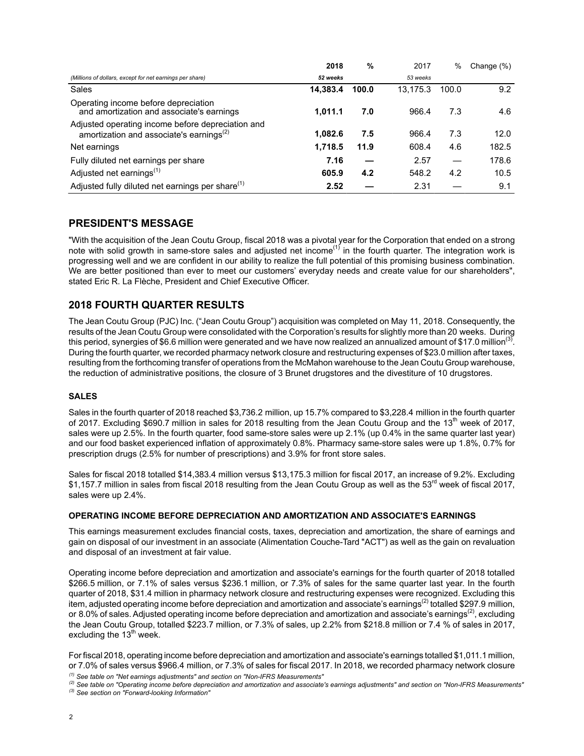| | 2018 | % | 2017 | % | Change (%) |
|---|---|---|---|---|---|
| *(Millions of dollars, except for net earnings per share)* | *52 weeks* | | *53 weeks* | | |
| Sales | **14,383.4** | **100.0** | 13,175.3 | 100.0 | 9.2 |
| Operating income before depreciation and amortization and associate's earnings | **1,011.1** | **7.0** | 966.4 | 7.3 | 4.6 |
| Adjusted operating income before depreciation and amortization and associate's earnings[2] | **1,082.6** | **7.5** | 966.4 | 7.3 | 12.0 |
| Net earnings | **1,718.5** | **11.9** | 608.4 | 4.6 | 182.5 |
| Fully diluted net earnings per share | **7.16** | **—** | 2.57 | — | 178.6 |
| Adjusted net earnings[1] | **605.9** | **4.2** | 548.2 | 4.2 | 10.5 |
| Adjusted fully diluted net earnings per share[1] | **2.52** | **—** | 2.31 | — | 9.1 |

## PRESIDENT'S MESSAGE

"With the acquisition of the Jean Coutu Group, fiscal 2018 was a pivotal year for the Corporation that ended on a strong note with solid growth in same-store sales and adjusted net income[1] in the fourth quarter. The integration work is progressing well and we are confident in our ability to realize the full potential of this promising business combination. We are better positioned than ever to meet our customers' everyday needs and create value for our shareholders", stated Eric R. La Flèche, President and Chief Executive Officer.

## 2018 FOURTH QUARTER RESULTS

The Jean Coutu Group (PJC) Inc. ("Jean Coutu Group") acquisition was completed on May 11, 2018. Consequently, the results of the Jean Coutu Group were consolidated with the Corporation's results for slightly more than 20 weeks. During this period, synergies of $6.6 million were generated and we have now realized an annualized amount of $17.0 million[3]. During the fourth quarter, we recorded pharmacy network closure and restructuring expenses of $23.0 million after taxes, resulting from the forthcoming transfer of operations from the McMahon warehouse to the Jean Coutu Group warehouse, the reduction of administrative positions, the closure of 3 Brunet drugstores and the divestiture of 10 drugstores.

### SALES

Sales in the fourth quarter of 2018 reached $3,736.2 million, up 15.7% compared to $3,228.4 million in the fourth quarter of 2017. Excluding $690.7 million in sales for 2018 resulting from the Jean Coutu Group and the 13th week of 2017, sales were up 2.5%. In the fourth quarter, food same-store sales were up 2.1% (up 0.4% in the same quarter last year) and our food basket experienced inflation of approximately 0.8%. Pharmacy same-store sales were up 1.8%, 0.7% for prescription drugs (2.5% for number of prescriptions) and 3.9% for front store sales.

Sales for fiscal 2018 totalled $14,383.4 million versus $13,175.3 million for fiscal 2017, an increase of 9.2%. Excluding $1,157.7 million in sales from fiscal 2018 resulting from the Jean Coutu Group as well as the 53rd week of fiscal 2017, sales were up 2.4%.

### OPERATING INCOME BEFORE DEPRECIATION AND AMORTIZATION AND ASSOCIATE'S EARNINGS

This earnings measurement excludes financial costs, taxes, depreciation and amortization, the share of earnings and gain on disposal of our investment in an associate (Alimentation Couche-Tard "ACT") as well as the gain on revaluation and disposal of an investment at fair value.

Operating income before depreciation and amortization and associate's earnings for the fourth quarter of 2018 totalled $266.5 million, or 7.1% of sales versus $236.1 million, or 7.3% of sales for the same quarter last year. In the fourth quarter of 2018, $31.4 million in pharmacy network closure and restructuring expenses were recognized. Excluding this item, adjusted operating income before depreciation and amortization and associate's earnings[2] totalled $297.9 million, or 8.0% of sales. Adjusted operating income before depreciation and amortization and associate's earnings[2], excluding the Jean Coutu Group, totalled $223.7 million, or 7.3% of sales, up 2.2% from $218.8 million or 7.4 % of sales in 2017, excluding the 13th week.

For fiscal 2018, operating income before depreciation and amortization and associate's earnings totalled $1,011.1 million, or 7.0% of sales versus $966.4 million, or 7.3% of sales for fiscal 2017. In 2018, we recorded pharmacy network closure

*[1] See table on "Net earnings adjustments" and section on "Non-IFRS Measurements"*
*[2] See table on "Operating income before depreciation and amortization and associate's earnings adjustments" and section on "Non-IFRS Measurements"*
*[3] See section on "Forward-looking Information"*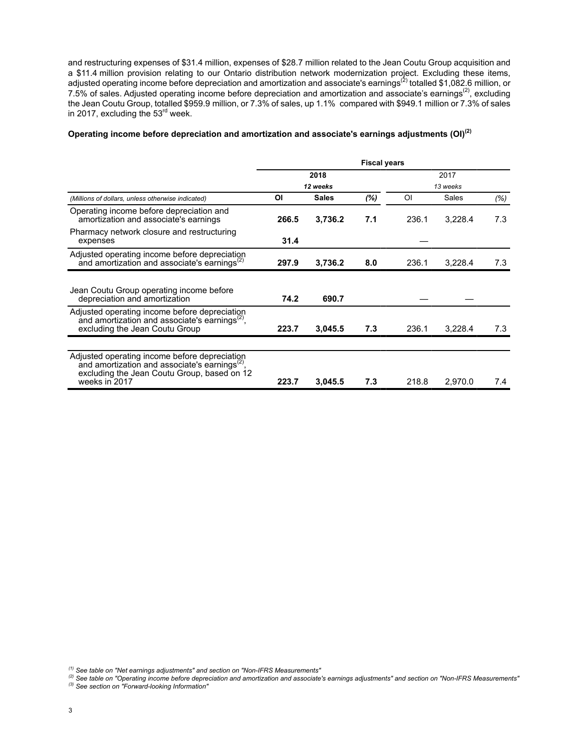and restructuring expenses of $31.4 million, expenses of $28.7 million related to the Jean Coutu Group acquisition and a $11.4 million provision relating to our Ontario distribution network modernization project. Excluding these items, adjusted operating income before depreciation and amortization and associate's earnings[(2)] totalled $1,082.6 million, or 7.5% of sales. Adjusted operating income before depreciation and amortization and associate's earnings[(2)], excluding the Jean Coutu Group, totalled $959.9 million, or 7.3% of sales, up 1.1% compared with $949.1 million or 7.3% of sales in 2017, excluding the 53rd week.

**Operating income before depreciation and amortization and associate's earnings adjustments (OI)[(2)]**

| | Fiscal years | | | | | |
|---|---|---|---|---|---|---|
| | **2018** | | | 2017 | | |
| | ***12 weeks*** | | | *13 weeks* | | |
| *(Millions of dollars, unless otherwise indicated)* | **OI** | **Sales** | ***(%)*** | OI | Sales | *(%)* |
| Operating income before depreciation and amortization and associate's earnings | **266.5** | **3,736.2** | **7.1** | 236.1 | 3,228.4 | 7.3 |
| Pharmacy network closure and restructuring expenses | **31.4** | | | — | | |
| Adjusted operating income before depreciation and amortization and associate's earnings[(2)] | **297.9** | **3,736.2** | **8.0** | 236.1 | 3,228.4 | 7.3 |
| | | | | | | |
| Jean Coutu Group operating income before depreciation and amortization | **74.2** | **690.7** | | — | — | |
| Adjusted operating income before depreciation and amortization and associate's earnings[(2)], excluding the Jean Coutu Group | **223.7** | **3,045.5** | **7.3** | 236.1 | 3,228.4 | 7.3 |
| | | | | | | |
| Adjusted operating income before depreciation and amortization and associate's earnings[(2)], excluding the Jean Coutu Group, based on 12 weeks in 2017 | **223.7** | **3,045.5** | **7.3** | 218.8 | 2,970.0 | 7.4 |

*[(1)] See table on "Net earnings adjustments" and section on "Non-IFRS Measurements"*

*[(2)] See table on "Operating income before depreciation and amortization and associate's earnings adjustments" and section on "Non-IFRS Measurements"*

*[(3)] See section on "Forward-looking Information"*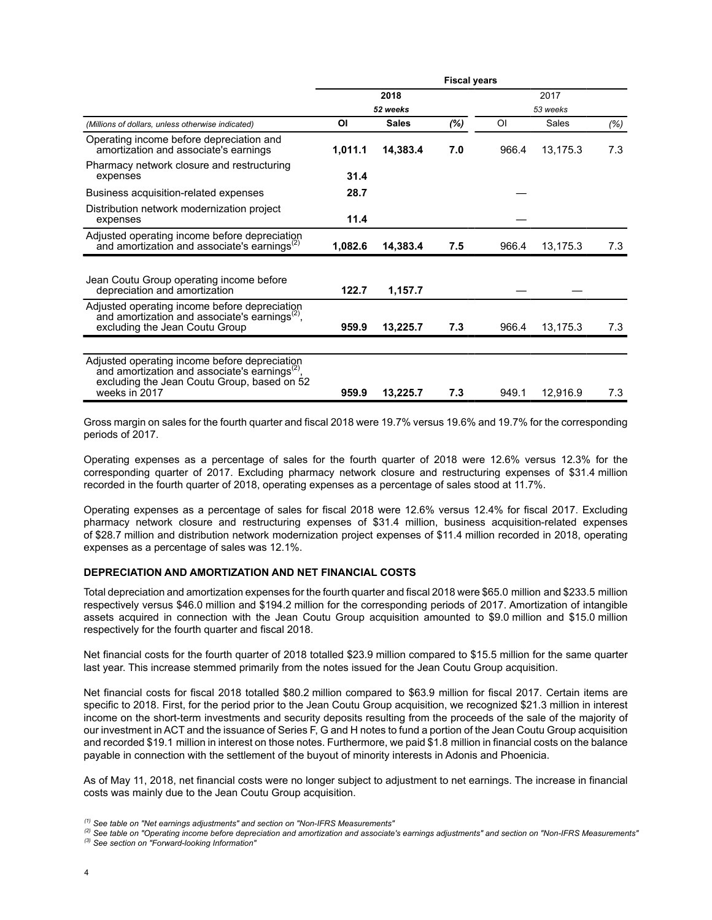| | Fiscal years | | | | | |
|---|---|---|---|---|---|---|
| | 2018 | | | 2017 | | |
| | 52 weeks | | | 53 weeks | | |
| *(Millions of dollars, unless otherwise indicated)* | **OI** | **Sales** | **(%)** | OI | Sales | (%) |
| Operating income before depreciation and amortization and associate's earnings | **1,011.1** | **14,383.4** | **7.0** | 966.4 | 13,175.3 | 7.3 |
| Pharmacy network closure and restructuring expenses | **31.4** | | | | | |
| Business acquisition-related expenses | **28.7** | | | — | | |
| Distribution network modernization project expenses | **11.4** | | | — | | |
| Adjusted operating income before depreciation and amortization and associate's earnings[2] | **1,082.6** | **14,383.4** | **7.5** | 966.4 | 13,175.3 | 7.3 |
| Jean Coutu Group operating income before depreciation and amortization | **122.7** | **1,157.7** | | — | — | |
| Adjusted operating income before depreciation and amortization and associate's earnings[2], excluding the Jean Coutu Group | **959.9** | **13,225.7** | **7.3** | 966.4 | 13,175.3 | 7.3 |
| Adjusted operating income before depreciation and amortization and associate's earnings[2], excluding the Jean Coutu Group, based on 52 weeks in 2017 | **959.9** | **13,225.7** | **7.3** | 949.1 | 12,916.9 | 7.3 |

Gross margin on sales for the fourth quarter and fiscal 2018 were 19.7% versus 19.6% and 19.7% for the corresponding periods of 2017.

Operating expenses as a percentage of sales for the fourth quarter of 2018 were 12.6% versus 12.3% for the corresponding quarter of 2017. Excluding pharmacy network closure and restructuring expenses of $31.4 million recorded in the fourth quarter of 2018, operating expenses as a percentage of sales stood at 11.7%.

Operating expenses as a percentage of sales for fiscal 2018 were 12.6% versus 12.4% for fiscal 2017. Excluding pharmacy network closure and restructuring expenses of $31.4 million, business acquisition-related expenses of $28.7 million and distribution network modernization project expenses of $11.4 million recorded in 2018, operating expenses as a percentage of sales was 12.1%.

**DEPRECIATION AND AMORTIZATION AND NET FINANCIAL COSTS**

Total depreciation and amortization expenses for the fourth quarter and fiscal 2018 were $65.0 million and $233.5 million respectively versus $46.0 million and $194.2 million for the corresponding periods of 2017. Amortization of intangible assets acquired in connection with the Jean Coutu Group acquisition amounted to $9.0 million and $15.0 million respectively for the fourth quarter and fiscal 2018.

Net financial costs for the fourth quarter of 2018 totalled $23.9 million compared to $15.5 million for the same quarter last year. This increase stemmed primarily from the notes issued for the Jean Coutu Group acquisition.

Net financial costs for fiscal 2018 totalled $80.2 million compared to $63.9 million for fiscal 2017. Certain items are specific to 2018. First, for the period prior to the Jean Coutu Group acquisition, we recognized $21.3 million in interest income on the short-term investments and security deposits resulting from the proceeds of the sale of the majority of our investment in ACT and the issuance of Series F, G and H notes to fund a portion of the Jean Coutu Group acquisition and recorded $19.1 million in interest on those notes. Furthermore, we paid $1.8 million in financial costs on the balance payable in connection with the settlement of the buyout of minority interests in Adonis and Phoenicia.

As of May 11, 2018, net financial costs were no longer subject to adjustment to net earnings. The increase in financial costs was mainly due to the Jean Coutu Group acquisition.

*[1] See table on "Net earnings adjustments" and section on "Non-IFRS Measurements"*

*[2] See table on "Operating income before depreciation and amortization and associate's earnings adjustments" and section on "Non-IFRS Measurements"*

*[3] See section on "Forward-looking Information"*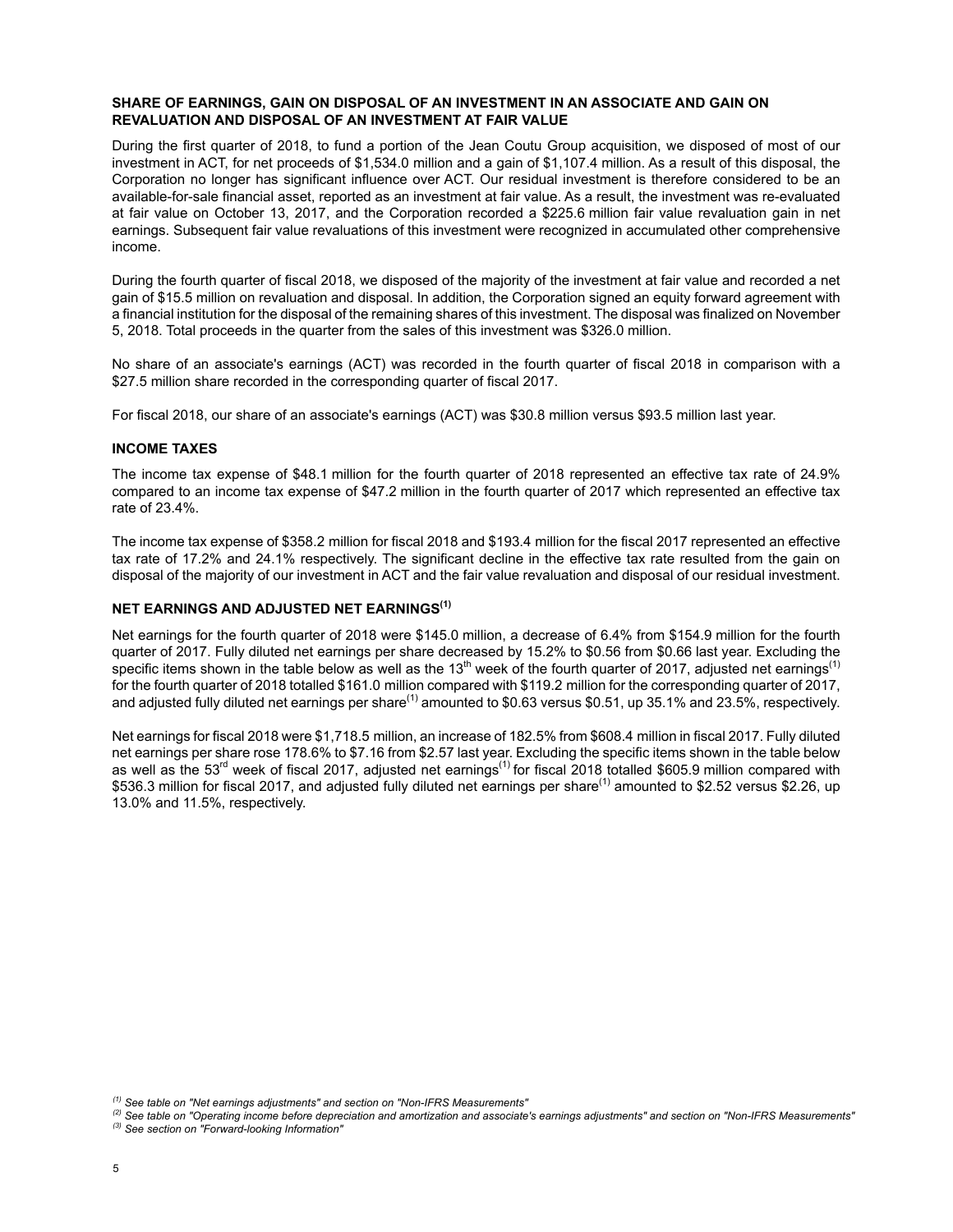### SHARE OF EARNINGS, GAIN ON DISPOSAL OF AN INVESTMENT IN AN ASSOCIATE AND GAIN ON REVALUATION AND DISPOSAL OF AN INVESTMENT AT FAIR VALUE

During the first quarter of 2018, to fund a portion of the Jean Coutu Group acquisition, we disposed of most of our investment in ACT, for net proceeds of $1,534.0 million and a gain of $1,107.4 million. As a result of this disposal, the Corporation no longer has significant influence over ACT. Our residual investment is therefore considered to be an available-for-sale financial asset, reported as an investment at fair value. As a result, the investment was re-evaluated at fair value on October 13, 2017, and the Corporation recorded a $225.6 million fair value revaluation gain in net earnings. Subsequent fair value revaluations of this investment were recognized in accumulated other comprehensive income.

During the fourth quarter of fiscal 2018, we disposed of the majority of the investment at fair value and recorded a net gain of $15.5 million on revaluation and disposal. In addition, the Corporation signed an equity forward agreement with a financial institution for the disposal of the remaining shares of this investment. The disposal was finalized on November 5, 2018. Total proceeds in the quarter from the sales of this investment was $326.0 million.

No share of an associate's earnings (ACT) was recorded in the fourth quarter of fiscal 2018 in comparison with a $27.5 million share recorded in the corresponding quarter of fiscal 2017.

For fiscal 2018, our share of an associate's earnings (ACT) was $30.8 million versus $93.5 million last year.

### INCOME TAXES

The income tax expense of $48.1 million for the fourth quarter of 2018 represented an effective tax rate of 24.9% compared to an income tax expense of $47.2 million in the fourth quarter of 2017 which represented an effective tax rate of 23.4%.

The income tax expense of $358.2 million for fiscal 2018 and $193.4 million for the fiscal 2017 represented an effective tax rate of 17.2% and 24.1% respectively. The significant decline in the effective tax rate resulted from the gain on disposal of the majority of our investment in ACT and the fair value revaluation and disposal of our residual investment.

### NET EARNINGS AND ADJUSTED NET EARNINGS[(1)]

Net earnings for the fourth quarter of 2018 were $145.0 million, a decrease of 6.4% from $154.9 million for the fourth quarter of 2017. Fully diluted net earnings per share decreased by 15.2% to $0.56 from $0.66 last year. Excluding the specific items shown in the table below as well as the 13th week of the fourth quarter of 2017, adjusted net earnings[(1)] for the fourth quarter of 2018 totalled $161.0 million compared with $119.2 million for the corresponding quarter of 2017, and adjusted fully diluted net earnings per share[(1)] amounted to $0.63 versus $0.51, up 35.1% and 23.5%, respectively.

Net earnings for fiscal 2018 were $1,718.5 million, an increase of 182.5% from $608.4 million in fiscal 2017. Fully diluted net earnings per share rose 178.6% to $7.16 from $2.57 last year. Excluding the specific items shown in the table below as well as the 53rd week of fiscal 2017, adjusted net earnings[(1)] for fiscal 2018 totalled $605.9 million compared with $536.3 million for fiscal 2017, and adjusted fully diluted net earnings per share[(1)] amounted to $2.52 versus $2.26, up 13.0% and 11.5%, respectively.

*(1) See table on "Net earnings adjustments" and section on "Non-IFRS Measurements"*

*(2) See table on "Operating income before depreciation and amortization and associate's earnings adjustments" and section on "Non-IFRS Measurements"*

*(3) See section on "Forward-looking Information"*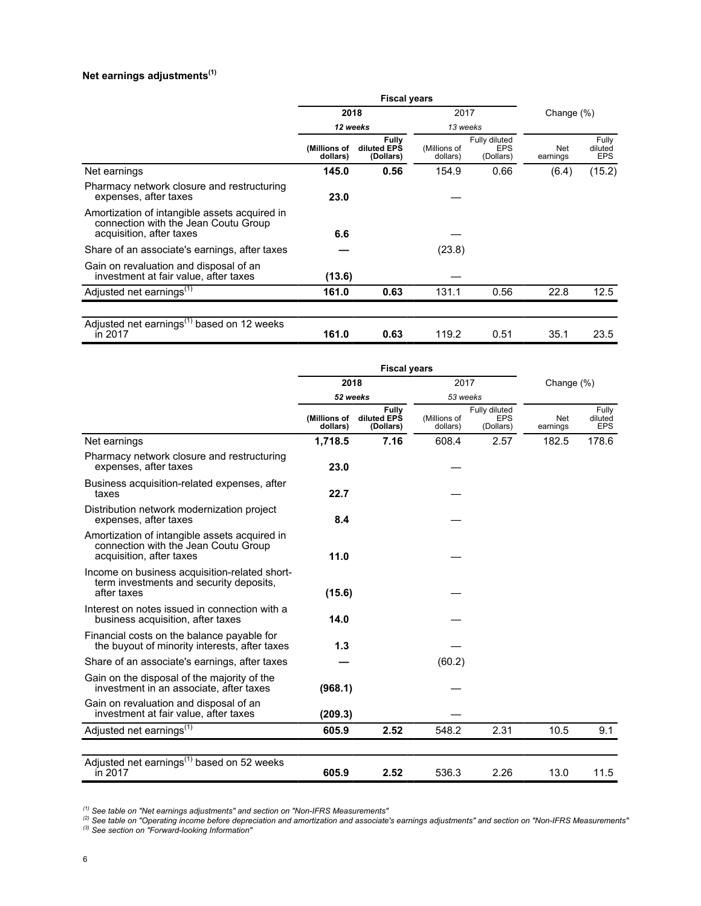### Net earnings adjustments[1]

| | Fiscal years | | | | Change (%) | |
|---|---|---|---|---|---|---|
| | **2018** | | 2017 | | | |
| | ***12 weeks*** | | *13 weeks* | | | |
| | **(Millions of dollars)** | **Fully diluted EPS (Dollars)** | (Millions of dollars) | Fully diluted EPS (Dollars) | Net earnings | Fully diluted EPS |
| Net earnings | **145.0** | **0.56** | 154.9 | 0.66 | (6.4) | (15.2) |
| Pharmacy network closure and restructuring expenses, after taxes | **23.0** | | — | | | |
| Amortization of intangible assets acquired in connection with the Jean Coutu Group acquisition, after taxes | **6.6** | | — | | | |
| Share of an associate's earnings, after taxes | **—** | | (23.8) | | | |
| Gain on revaluation and disposal of an investment at fair value, after taxes | **(13.6)** | | — | | | |
| Adjusted net earnings[1] | **161.0** | **0.63** | 131.1 | 0.56 | 22.8 | 12.5 |
| Adjusted net earnings[1] based on 12 weeks in 2017 | **161.0** | **0.63** | 119.2 | 0.51 | 35.1 | 23.5 |

| | Fiscal years | | | | Change (%) | |
|---|---|---|---|---|---|---|
| | **2018** | | 2017 | | | |
| | ***52 weeks*** | | *53 weeks* | | | |
| | **(Millions of dollars)** | **Fully diluted EPS (Dollars)** | (Millions of dollars) | Fully diluted EPS (Dollars) | Net earnings | Fully diluted EPS |
| Net earnings | **1,718.5** | **7.16** | 608.4 | 2.57 | 182.5 | 178.6 |
| Pharmacy network closure and restructuring expenses, after taxes | **23.0** | | — | | | |
| Business acquisition-related expenses, after taxes | **22.7** | | — | | | |
| Distribution network modernization project expenses, after taxes | **8.4** | | — | | | |
| Amortization of intangible assets acquired in connection with the Jean Coutu Group acquisition, after taxes | **11.0** | | — | | | |
| Income on business acquisition-related short-term investments and security deposits, after taxes | **(15.6)** | | — | | | |
| Interest on notes issued in connection with a business acquisition, after taxes | **14.0** | | — | | | |
| Financial costs on the balance payable for the buyout of minority interests, after taxes | **1.3** | | — | | | |
| Share of an associate's earnings, after taxes | **—** | | (60.2) | | | |
| Gain on the disposal of the majority of the investment in an associate, after taxes | **(968.1)** | | — | | | |
| Gain on revaluation and disposal of an investment at fair value, after taxes | **(209.3)** | | — | | | |
| Adjusted net earnings[1] | **605.9** | **2.52** | 548.2 | 2.31 | 10.5 | 9.1 |
| Adjusted net earnings[1] based on 52 weeks in 2017 | **605.9** | **2.52** | 536.3 | 2.26 | 13.0 | 11.5 |

*[1] See table on "Net earnings adjustments" and section on "Non-IFRS Measurements"*

*[2] See table on "Operating income before depreciation and amortization and associate's earnings adjustments" and section on "Non-IFRS Measurements"*

*[3] See section on "Forward-looking Information"*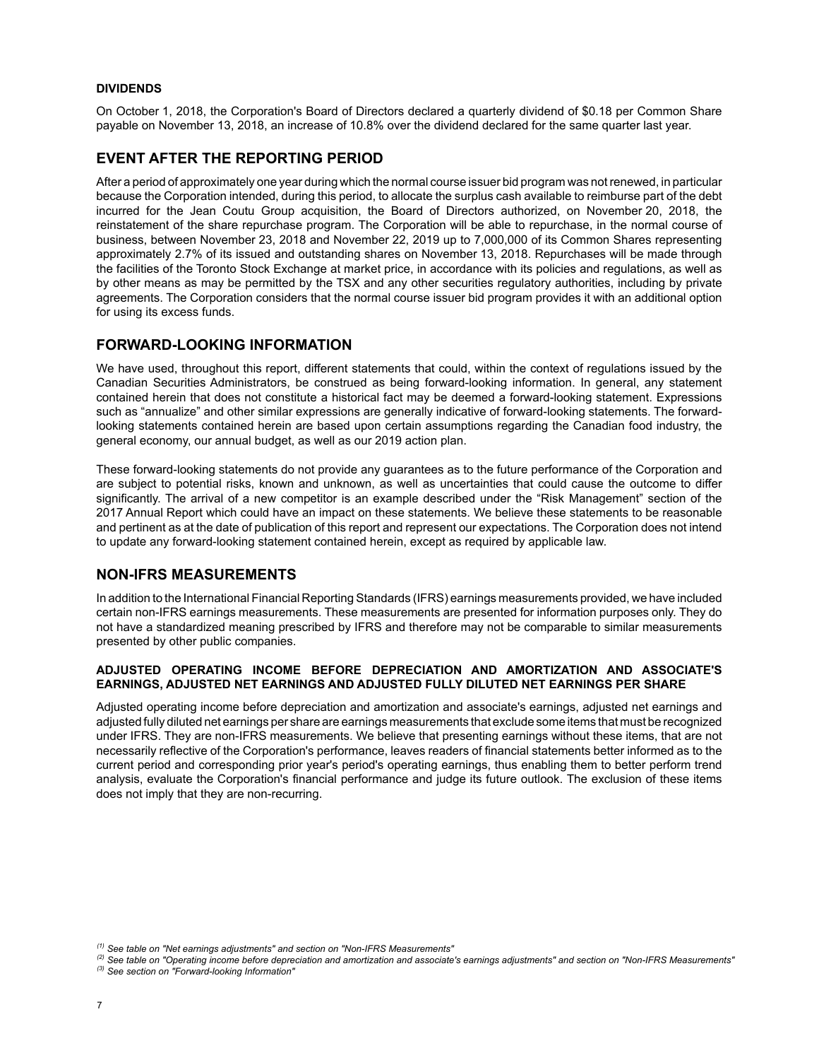### DIVIDENDS

On October 1, 2018, the Corporation's Board of Directors declared a quarterly dividend of $0.18 per Common Share payable on November 13, 2018, an increase of 10.8% over the dividend declared for the same quarter last year.

## EVENT AFTER THE REPORTING PERIOD

After a period of approximately one year during which the normal course issuer bid program was not renewed, in particular because the Corporation intended, during this period, to allocate the surplus cash available to reimburse part of the debt incurred for the Jean Coutu Group acquisition, the Board of Directors authorized, on November 20, 2018, the reinstatement of the share repurchase program. The Corporation will be able to repurchase, in the normal course of business, between November 23, 2018 and November 22, 2019 up to 7,000,000 of its Common Shares representing approximately 2.7% of its issued and outstanding shares on November 13, 2018. Repurchases will be made through the facilities of the Toronto Stock Exchange at market price, in accordance with its policies and regulations, as well as by other means as may be permitted by the TSX and any other securities regulatory authorities, including by private agreements. The Corporation considers that the normal course issuer bid program provides it with an additional option for using its excess funds.

## FORWARD-LOOKING INFORMATION

We have used, throughout this report, different statements that could, within the context of regulations issued by the Canadian Securities Administrators, be construed as being forward-looking information. In general, any statement contained herein that does not constitute a historical fact may be deemed a forward-looking statement. Expressions such as “annualize” and other similar expressions are generally indicative of forward-looking statements. The forward-looking statements contained herein are based upon certain assumptions regarding the Canadian food industry, the general economy, our annual budget, as well as our 2019 action plan.

These forward-looking statements do not provide any guarantees as to the future performance of the Corporation and are subject to potential risks, known and unknown, as well as uncertainties that could cause the outcome to differ significantly. The arrival of a new competitor is an example described under the “Risk Management” section of the 2017 Annual Report which could have an impact on these statements. We believe these statements to be reasonable and pertinent as at the date of publication of this report and represent our expectations. The Corporation does not intend to update any forward-looking statement contained herein, except as required by applicable law.

## NON-IFRS MEASUREMENTS

In addition to the International Financial Reporting Standards (IFRS) earnings measurements provided, we have included certain non-IFRS earnings measurements. These measurements are presented for information purposes only. They do not have a standardized meaning prescribed by IFRS and therefore may not be comparable to similar measurements presented by other public companies.

### ADJUSTED OPERATING INCOME BEFORE DEPRECIATION AND AMORTIZATION AND ASSOCIATE'S EARNINGS, ADJUSTED NET EARNINGS AND ADJUSTED FULLY DILUTED NET EARNINGS PER SHARE

Adjusted operating income before depreciation and amortization and associate's earnings, adjusted net earnings and adjusted fully diluted net earnings per share are earnings measurements that exclude some items that must be recognized under IFRS. They are non-IFRS measurements. We believe that presenting earnings without these items, that are not necessarily reflective of the Corporation's performance, leaves readers of financial statements better informed as to the current period and corresponding prior year's period's operating earnings, thus enabling them to better perform trend analysis, evaluate the Corporation's financial performance and judge its future outlook. The exclusion of these items does not imply that they are non-recurring.

*[1] See table on "Net earnings adjustments" and section on "Non-IFRS Measurements"*
*[2] See table on "Operating income before depreciation and amortization and associate's earnings adjustments" and section on "Non-IFRS Measurements"*
*[3] See section on "Forward-looking Information"*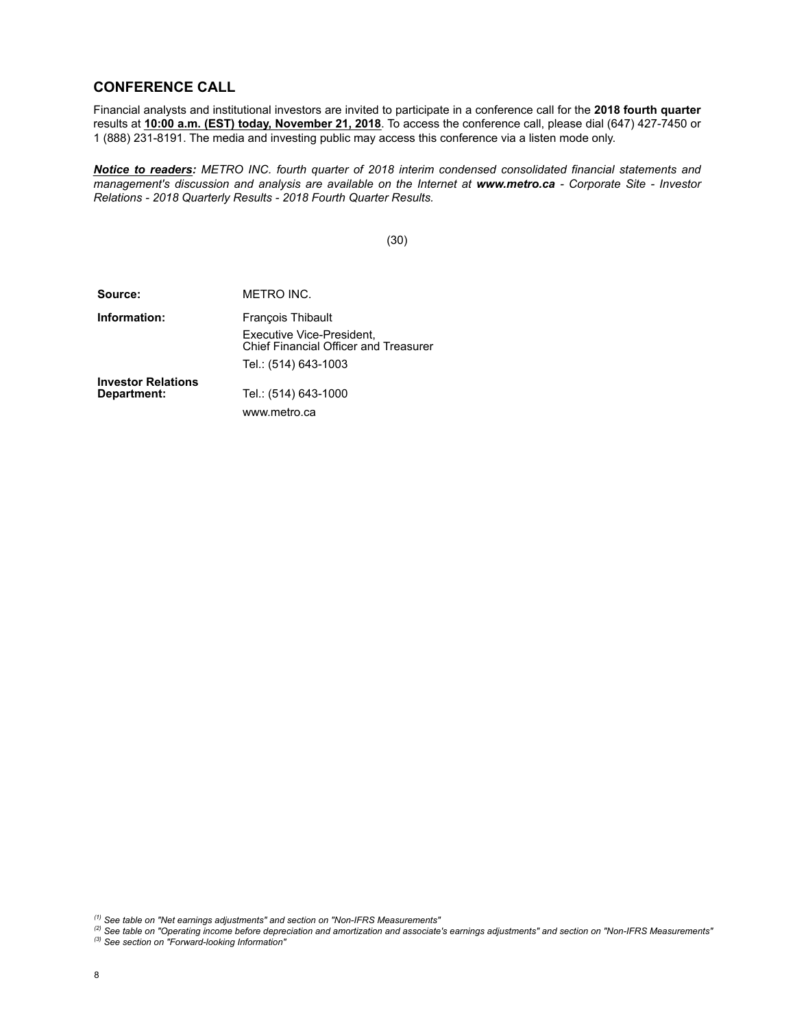## CONFERENCE CALL

Financial analysts and institutional investors are invited to participate in a conference call for the **2018 fourth quarter** results at **10:00 a.m. (EST) today, November 21, 2018**. To access the conference call, please dial (647) 427-7450 or 1 (888) 231-8191. The media and investing public may access this conference via a listen mode only.

***Notice to readers:*** *METRO INC. fourth quarter of 2018 interim condensed consolidated financial statements and management's discussion and analysis are available on the Internet at **www.metro.ca** - Corporate Site - Investor Relations - 2018 Quarterly Results - 2018 Fourth Quarter Results.*

(30)

| | |
|---|---|
| **Source:** | METRO INC. |
| **Information:** | François Thibault<br>Executive Vice-President,<br>Chief Financial Officer and Treasurer<br>Tel.: (514) 643-1003 |
| **Investor Relations Department:** | Tel.: (514) 643-1000<br>www.metro.ca |

*(1) See table on "Net earnings adjustments" and section on "Non-IFRS Measurements"*
*(2) See table on "Operating income before depreciation and amortization and associate's earnings adjustments" and section on "Non-IFRS Measurements"*
*(3) See section on "Forward-looking Information"*